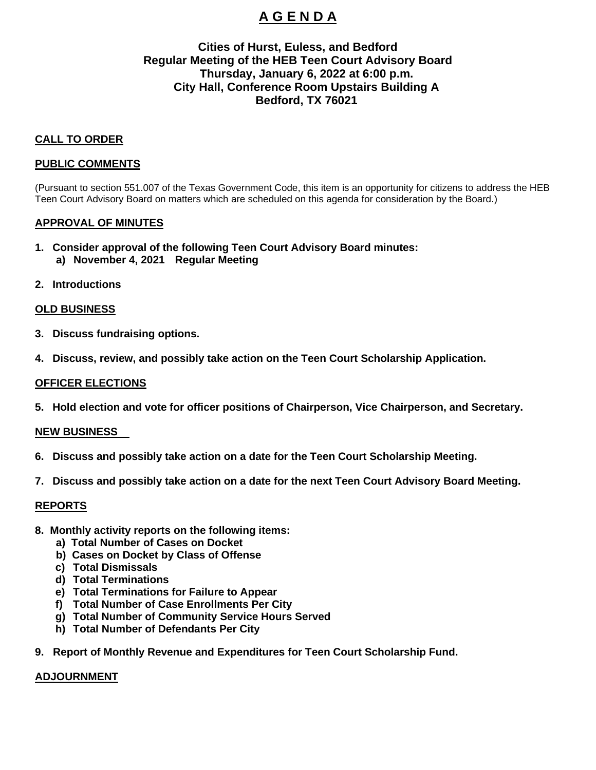# A G E N D A

### Cities of Hurst, Euless, and Bedford
### Regular Meeting of the HEB Teen Court Advisory Board
### Thursday, January 6, 2022 at 6:00 p.m.
### City Hall, Conference Room Upstairs Building A
### Bedford, TX 76021

## CALL TO ORDER

## PUBLIC COMMENTS

(Pursuant to section 551.007 of the Texas Government Code, this item is an opportunity for citizens to address the HEB Teen Court Advisory Board on matters which are scheduled on this agenda for consideration by the Board.)

## APPROVAL OF MINUTES

1. **Consider approval of the following Teen Court Advisory Board minutes:**
   a) **November 4, 2021 Regular Meeting**

2. **Introductions**

## OLD BUSINESS

3. **Discuss fundraising options.**

4. **Discuss, review, and possibly take action on the Teen Court Scholarship Application.**

## OFFICER ELECTIONS

5. **Hold election and vote for officer positions of Chairperson, Vice Chairperson, and Secretary.**

## NEW BUSINESS

6. **Discuss and possibly take action on a date for the Teen Court Scholarship Meeting.**

7. **Discuss and possibly take action on a date for the next Teen Court Advisory Board Meeting.**

## REPORTS

8. **Monthly activity reports on the following items:**
   a) **Total Number of Cases on Docket**
   b) **Cases on Docket by Class of Offense**
   c) **Total Dismissals**
   d) **Total Terminations**
   e) **Total Terminations for Failure to Appear**
   f) **Total Number of Case Enrollments Per City**
   g) **Total Number of Community Service Hours Served**
   h) **Total Number of Defendants Per City**

9. **Report of Monthly Revenue and Expenditures for Teen Court Scholarship Fund.**

## ADJOURNMENT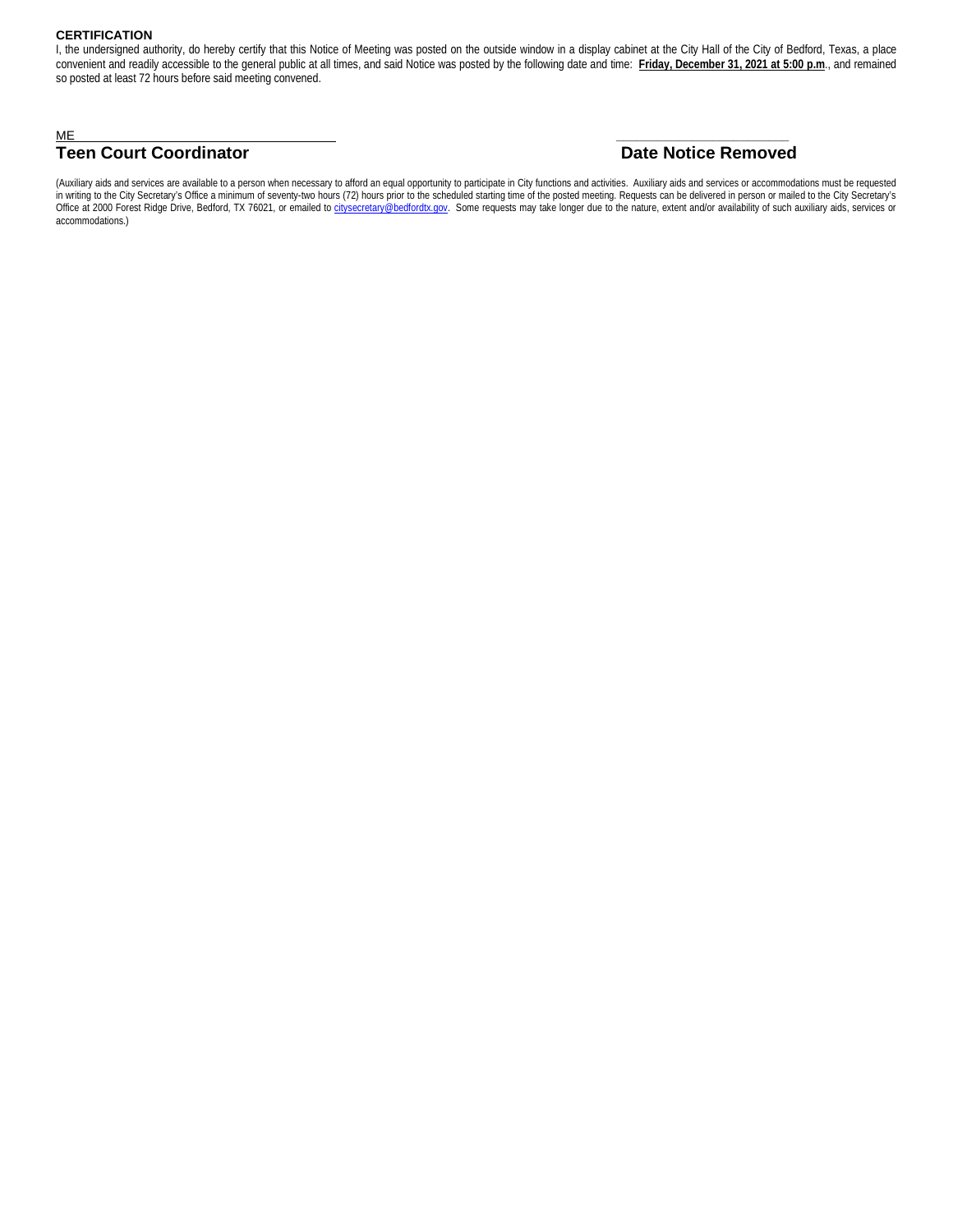**CERTIFICATION**

I, the undersigned authority, do hereby certify that this Notice of Meeting was posted on the outside window in a display cabinet at the City Hall of the City of Bedford, Texas, a place convenient and readily accessible to the general public at all times, and said Notice was posted by the following date and time: **Friday, December 31, 2021 at 5:00 p.m**., and remained so posted at least 72 hours before said meeting convened.

ME\_\_\_\_\_\_\_\_\_\_\_\_\_\_\_\_\_\_\_\_\_\_\_\_\_\_\_\_\_\_\_\_\_\_\_\_ \_\_\_\_\_\_\_\_\_\_\_\_\_\_\_\_\_\_\_\_\_\_\_\_\_\_\_\_

**Teen Court Coordinator** **Date Notice Removed**

(Auxiliary aids and services are available to a person when necessary to afford an equal opportunity to participate in City functions and activities. Auxiliary aids and services or accommodations must be requested in writing to the City Secretary's Office a minimum of seventy-two hours (72) hours prior to the scheduled starting time of the posted meeting. Requests can be delivered in person or mailed to the City Secretary's Office at 2000 Forest Ridge Drive, Bedford, TX 76021, or emailed to citysecretary@bedfordtx.gov. Some requests may take longer due to the nature, extent and/or availability of such auxiliary aids, services or accommodations.)